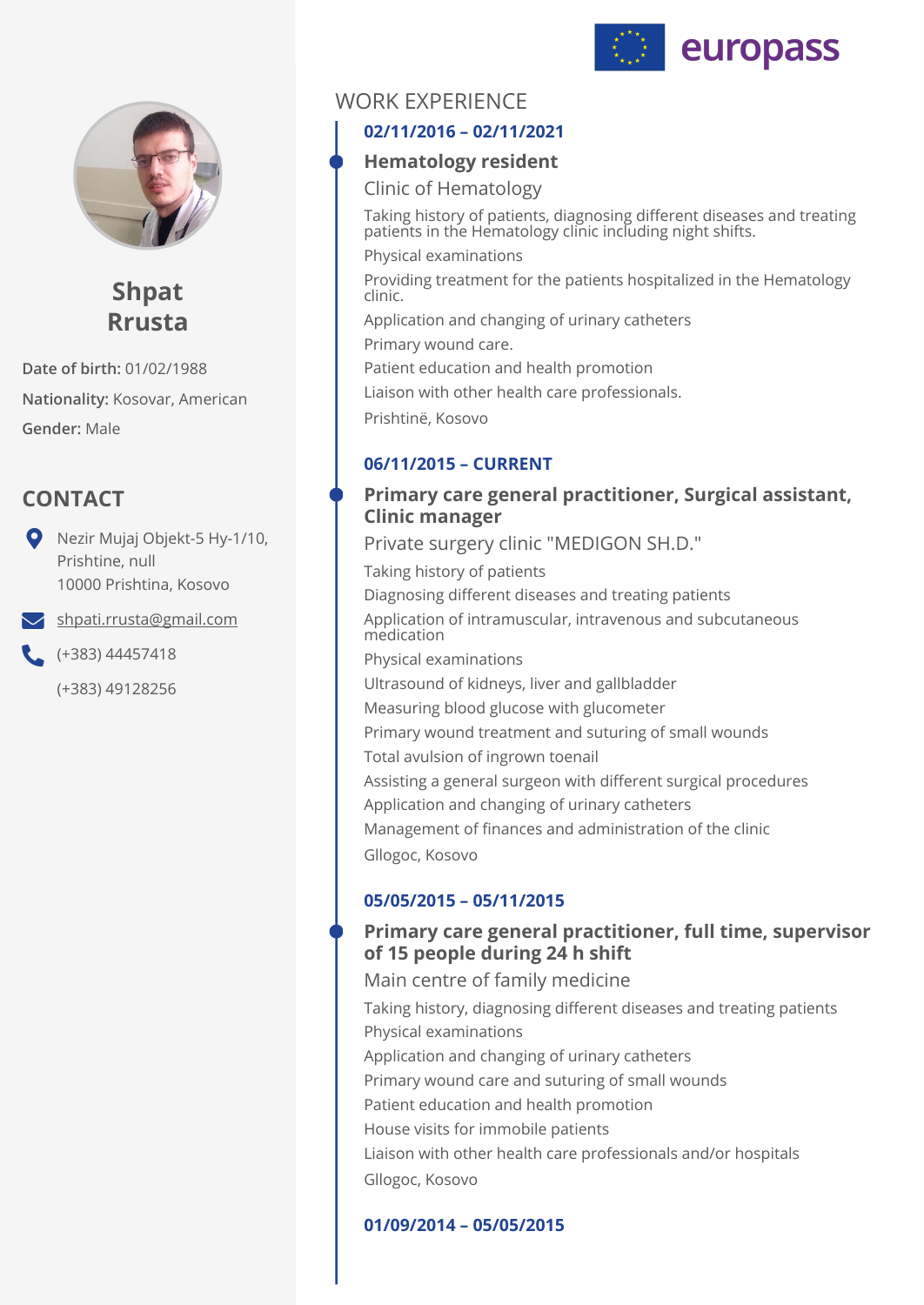europass

# Shpat Rrusta

**Date of birth:** 01/02/1988

**Nationality:** Kosovar, American

**Gender:** Male

## CONTACT

Nezir Mujaj Objekt-5 Hy-1/10, Prishtine, null
10000 Prishtina, Kosovo

shpati.rrusta@gmail.com

(+383) 44457418

(+383) 49128256

## WORK EXPERIENCE

**02/11/2016 – 02/11/2021**

### Hematology resident

Clinic of Hematology

Taking history of patients, diagnosing different diseases and treating patients in the Hematology clinic including night shifts.

Physical examinations

Providing treatment for the patients hospitalized in the Hematology clinic.

Application and changing of urinary catheters

Primary wound care.

Patient education and health promotion

Liaison with other health care professionals.

Prishtinë, Kosovo

**06/11/2015 – CURRENT**

### Primary care general practitioner, Surgical assistant, Clinic manager

Private surgery clinic "MEDIGON SH.D."

Taking history of patients

Diagnosing different diseases and treating patients

Application of intramuscular, intravenous and subcutaneous medication

Physical examinations

Ultrasound of kidneys, liver and gallbladder

Measuring blood glucose with glucometer

Primary wound treatment and suturing of small wounds

Total avulsion of ingrown toenail

Assisting a general surgeon with different surgical procedures

Application and changing of urinary catheters

Management of finances and administration of the clinic

Gllogoc, Kosovo

**05/05/2015 – 05/11/2015**

### Primary care general practitioner, full time, supervisor of 15 people during 24 h shift

Main centre of family medicine

Taking history, diagnosing different diseases and treating patients

Physical examinations

Application and changing of urinary catheters

Primary wound care and suturing of small wounds

Patient education and health promotion

House visits for immobile patients

Liaison with other health care professionals and/or hospitals

Gllogoc, Kosovo

**01/09/2014 – 05/05/2015**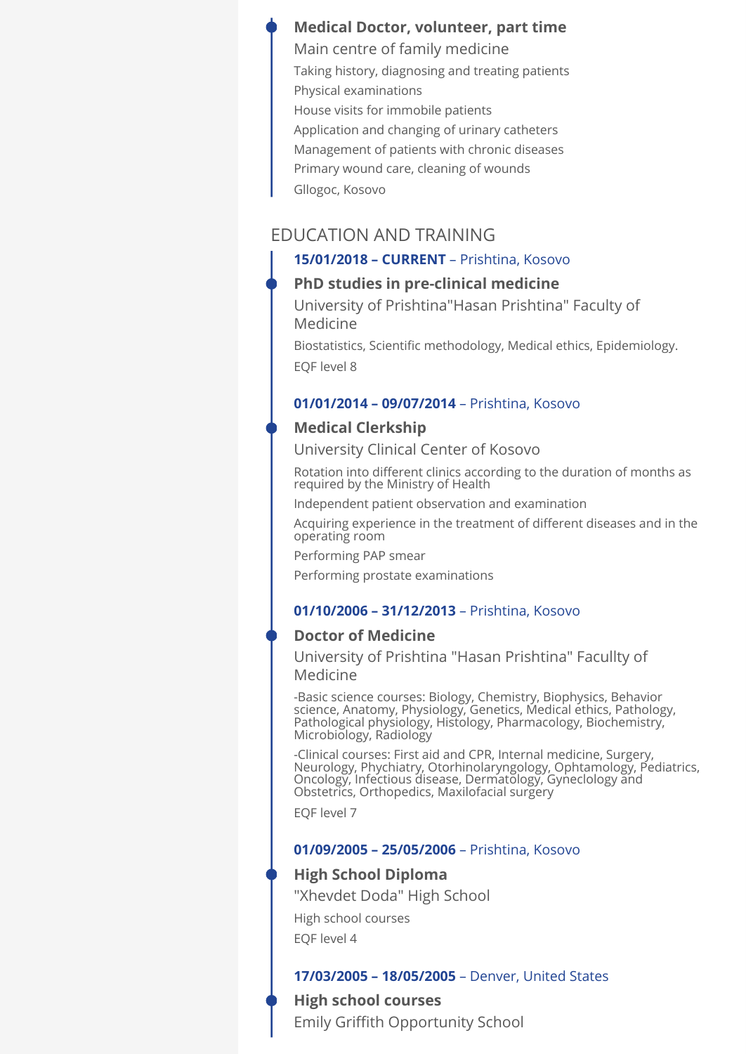### Medical Doctor, volunteer, part time

Main centre of family medicine

Taking history, diagnosing and treating patients

Physical examinations

House visits for immobile patients

Application and changing of urinary catheters

Management of patients with chronic diseases

Primary wound care, cleaning of wounds

Gllogoc, Kosovo

## EDUCATION AND TRAINING

**15/01/2018 – CURRENT** – Prishtina, Kosovo

### PhD studies in pre-clinical medicine

University of Prishtina"Hasan Prishtina" Faculty of Medicine

Biostatistics, Scientific methodology, Medical ethics, Epidemiology.

EQF level 8

**01/01/2014 – 09/07/2014** – Prishtina, Kosovo

### Medical Clerkship

University Clinical Center of Kosovo

Rotation into different clinics according to the duration of months as required by the Ministry of Health

Independent patient observation and examination

Acquiring experience in the treatment of different diseases and in the operating room

Performing PAP smear

Performing prostate examinations

**01/10/2006 – 31/12/2013** – Prishtina, Kosovo

### Doctor of Medicine

University of Prishtina "Hasan Prishtina" Facullty of Medicine

-Basic science courses: Biology, Chemistry, Biophysics, Behavior science, Anatomy, Physiology, Genetics, Medical ethics, Pathology, Pathological physiology, Histology, Pharmacology, Biochemistry, Microbiology, Radiology

-Clinical courses: First aid and CPR, Internal medicine, Surgery, Neurology, Phychiatry, Otorhinolaryngology, Ophtamology, Pediatrics, Oncology, Infectious disease, Dermatology, Gyneclology and Obstetrics, Orthopedics, Maxilofacial surgery

EQF level 7

**01/09/2005 – 25/05/2006** – Prishtina, Kosovo

### High School Diploma

"Xhevdet Doda" High School

High school courses

EQF level 4

**17/03/2005 – 18/05/2005** – Denver, United States

### High school courses

Emily Griffith Opportunity School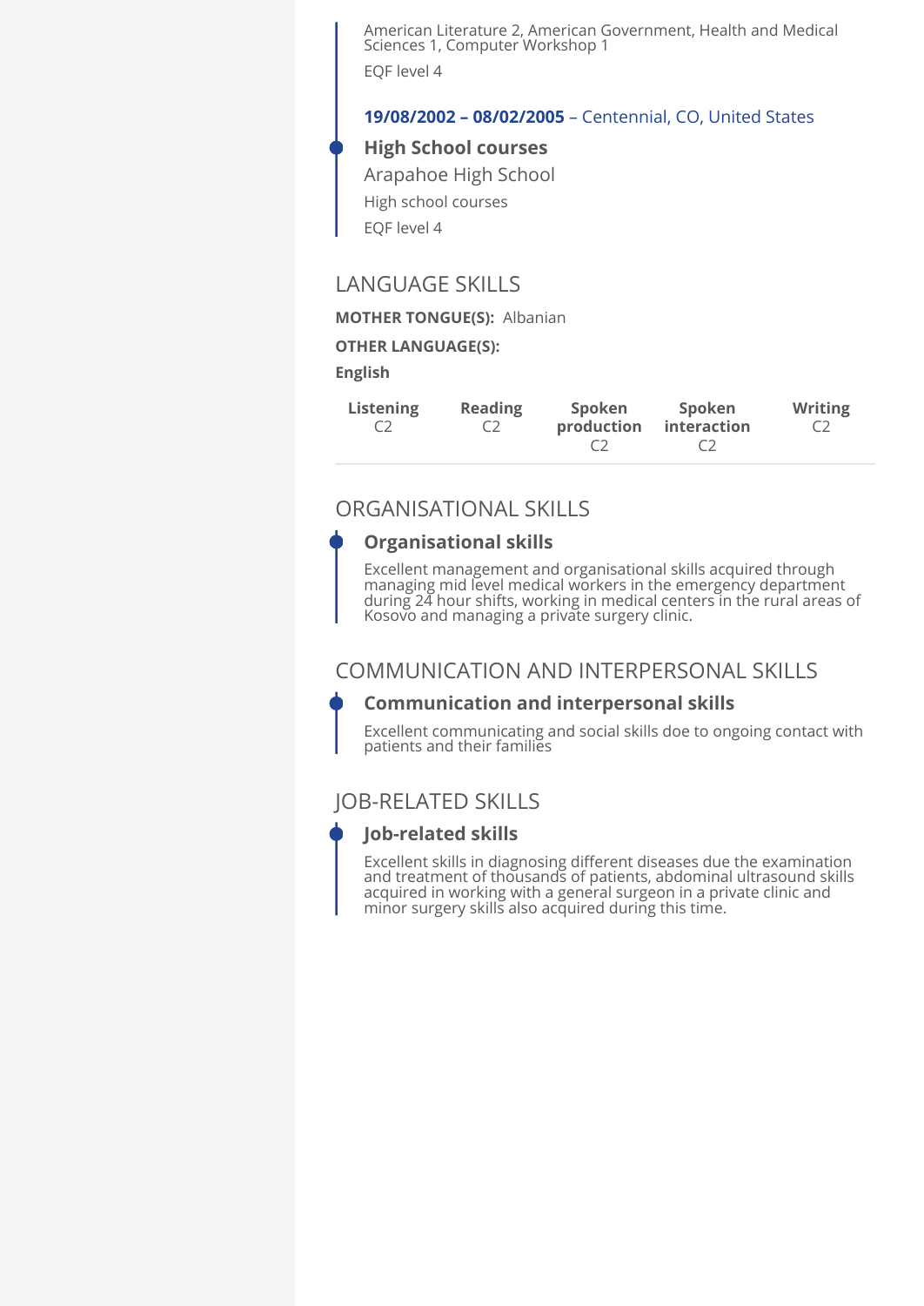American Literature 2, American Government, Health and Medical Sciences 1, Computer Workshop 1

EQF level 4

**19/08/2002 – 08/02/2005** – Centennial, CO, United States

### High School courses

Arapahoe High School

High school courses

EQF level 4

## LANGUAGE SKILLS

**MOTHER TONGUE(S):** Albanian

**OTHER LANGUAGE(S):**

**English**

| Listening | Reading | Spoken production | Spoken interaction | Writing |
|---|---|---|---|---|
| C2 | C2 | C2 | C2 | C2 |

## ORGANISATIONAL SKILLS

### Organisational skills

Excellent management and organisational skills acquired through managing mid level medical workers in the emergency department during 24 hour shifts, working in medical centers in the rural areas of Kosovo and managing a private surgery clinic.

## COMMUNICATION AND INTERPERSONAL SKILLS

### Communication and interpersonal skills

Excellent communicating and social skills doe to ongoing contact with patients and their families

## JOB-RELATED SKILLS

### Job-related skills

Excellent skills in diagnosing different diseases due the examination and treatment of thousands of patients, abdominal ultrasound skills acquired in working with a general surgeon in a private clinic and minor surgery skills also acquired during this time.